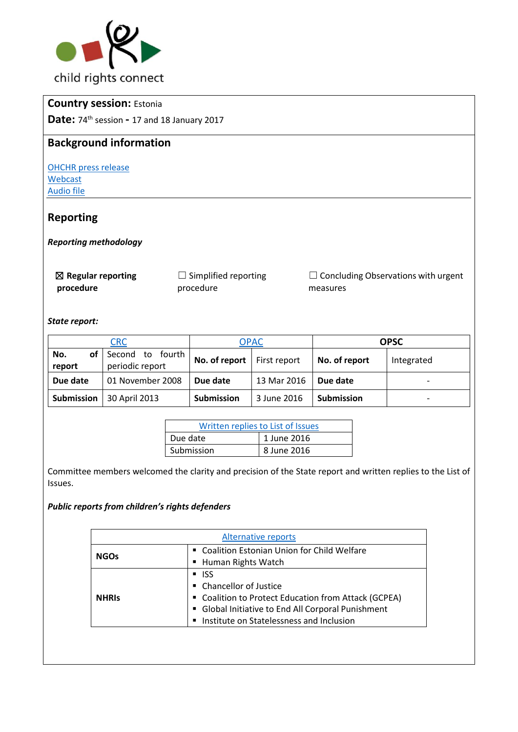child rights connect

**Country session:** Estonia

**Date:** 74th session - 17 and 18 January 2017

## Background information

OHCHR press release
Webcast
Audio file

## Reporting

***Reporting methodology***

☒ **Regular reporting procedure** ☐ Simplified reporting procedure ☐ Concluding Observations with urgent measures

***State report:***

| CRC | | OPAC | | OPSC | |
|---|---|---|---|---|---|
| **No. of report** | Second to fourth periodic report | **No. of report** | First report | **No. of report** | Integrated |
| **Due date** | 01 November 2008 | **Due date** | 13 Mar 2016 | **Due date** | - |
| **Submission** | 30 April 2013 | **Submission** | 3 June 2016 | **Submission** | - |

| Written replies to List of Issues | |
|---|---|
| Due date | 1 June 2016 |
| Submission | 8 June 2016 |

Committee members welcomed the clarity and precision of the State report and written replies to the List of Issues.

***Public reports from children's rights defenders***

| Alternative reports | |
|---|---|
| **NGOs** | ▪ Coalition Estonian Union for Child Welfare<br>▪ Human Rights Watch |
| **NHRIs** | ▪ ISS<br>▪ Chancellor of Justice<br>▪ Coalition to Protect Education from Attack (GCPEA)<br>▪ Global Initiative to End All Corporal Punishment<br>▪ Institute on Statelessness and Inclusion |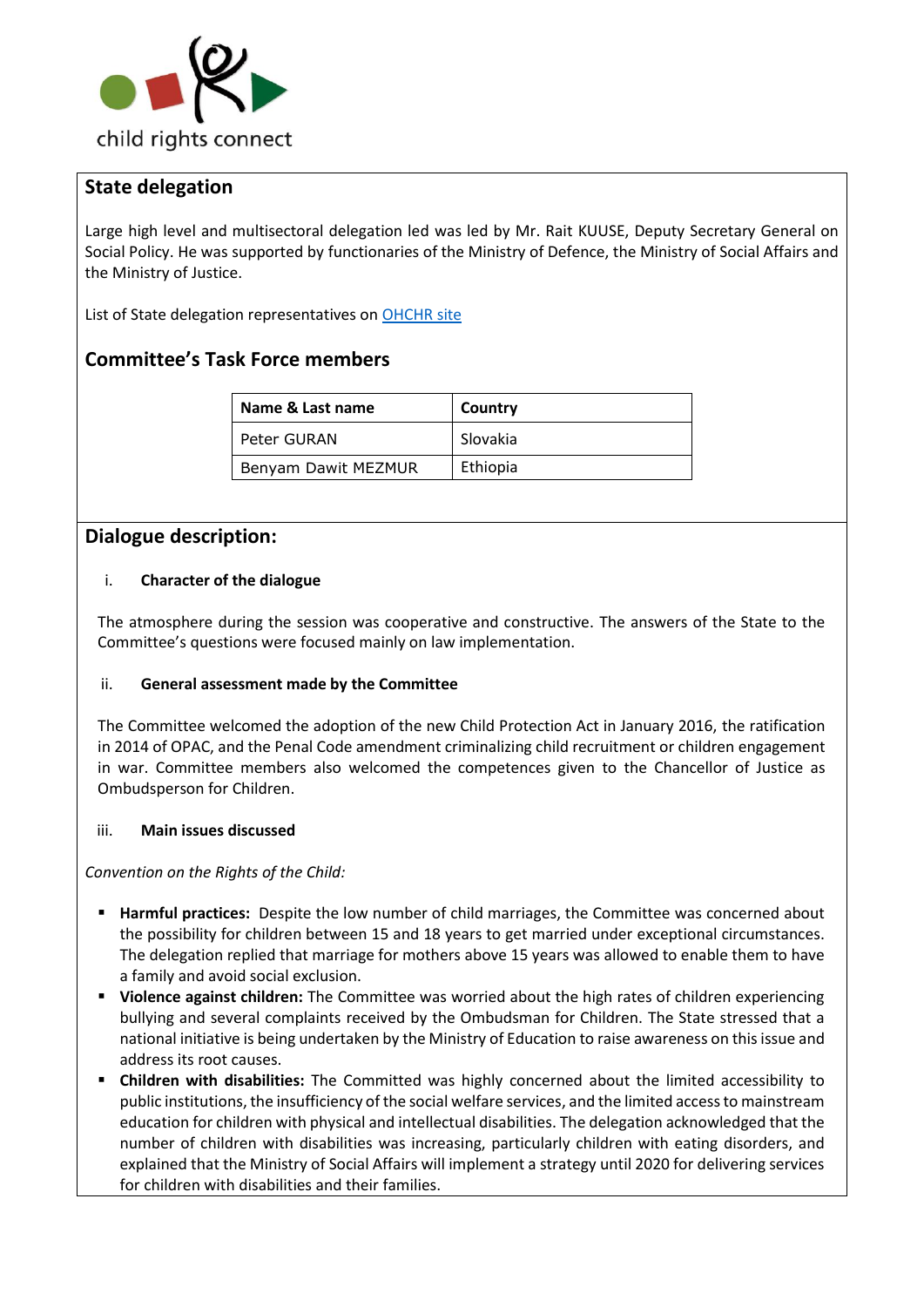## State delegation

Large high level and multisectoral delegation led was led by Mr. Rait KUUSE, Deputy Secretary General on Social Policy. He was supported by functionaries of the Ministry of Defence, the Ministry of Social Affairs and the Ministry of Justice.

List of State delegation representatives on OHCHR site

## Committee's Task Force members

| Name & Last name | Country |
|---|---|
| Peter GURAN | Slovakia |
| Benyam Dawit MEZMUR | Ethiopia |

## Dialogue description:

### i. Character of the dialogue

The atmosphere during the session was cooperative and constructive. The answers of the State to the Committee's questions were focused mainly on law implementation.

### ii. General assessment made by the Committee

The Committee welcomed the adoption of the new Child Protection Act in January 2016, the ratification in 2014 of OPAC, and the Penal Code amendment criminalizing child recruitment or children engagement in war. Committee members also welcomed the competences given to the Chancellor of Justice as Ombudsperson for Children.

### iii. Main issues discussed

*Convention on the Rights of the Child:*

- **Harmful practices:** Despite the low number of child marriages, the Committee was concerned about the possibility for children between 15 and 18 years to get married under exceptional circumstances. The delegation replied that marriage for mothers above 15 years was allowed to enable them to have a family and avoid social exclusion.
- **Violence against children:** The Committee was worried about the high rates of children experiencing bullying and several complaints received by the Ombudsman for Children. The State stressed that a national initiative is being undertaken by the Ministry of Education to raise awareness on this issue and address its root causes.
- **Children with disabilities:** The Committed was highly concerned about the limited accessibility to public institutions, the insufficiency of the social welfare services, and the limited access to mainstream education for children with physical and intellectual disabilities. The delegation acknowledged that the number of children with disabilities was increasing, particularly children with eating disorders, and explained that the Ministry of Social Affairs will implement a strategy until 2020 for delivering services for children with disabilities and their families.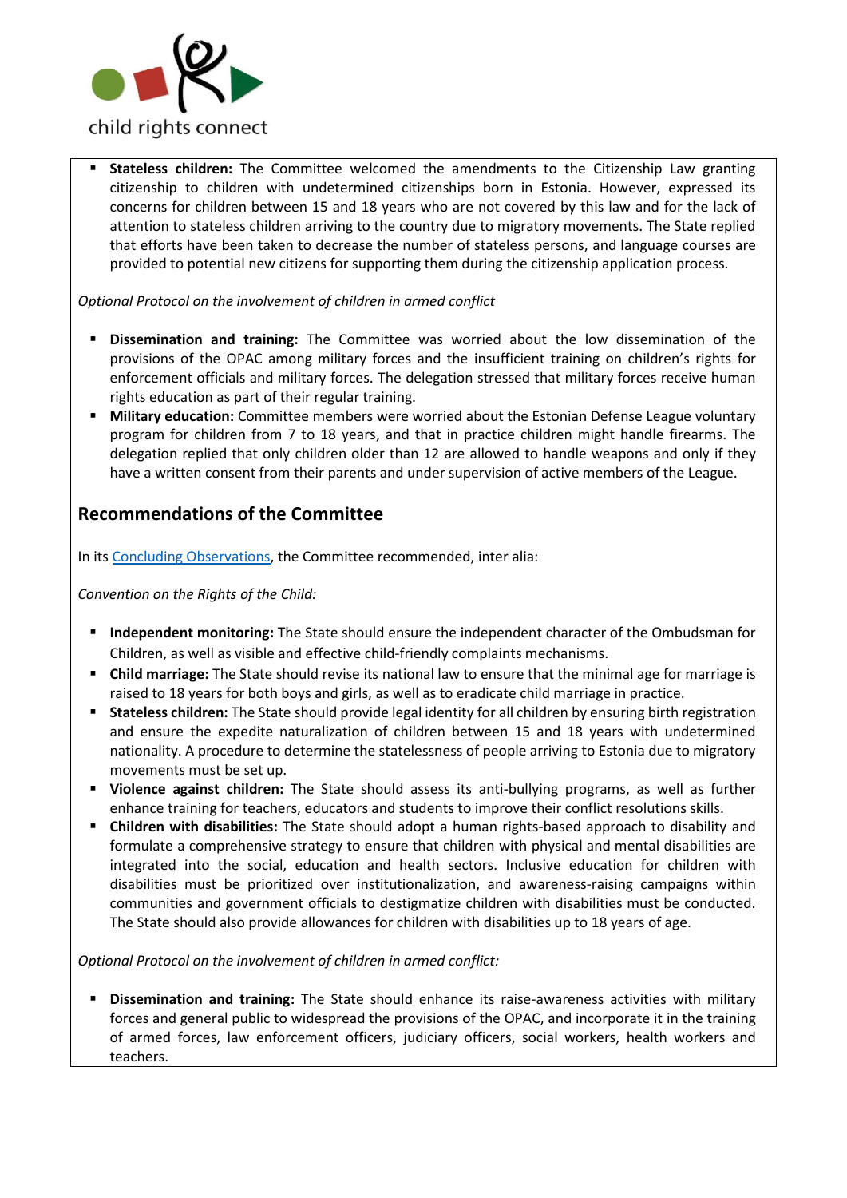- **Stateless children:** The Committee welcomed the amendments to the Citizenship Law granting citizenship to children with undetermined citizenships born in Estonia. However, expressed its concerns for children between 15 and 18 years who are not covered by this law and for the lack of attention to stateless children arriving to the country due to migratory movements. The State replied that efforts have been taken to decrease the number of stateless persons, and language courses are provided to potential new citizens for supporting them during the citizenship application process.

*Optional Protocol on the involvement of children in armed conflict*

- **Dissemination and training:** The Committee was worried about the low dissemination of the provisions of the OPAC among military forces and the insufficient training on children's rights for enforcement officials and military forces. The delegation stressed that military forces receive human rights education as part of their regular training.
- **Military education:** Committee members were worried about the Estonian Defense League voluntary program for children from 7 to 18 years, and that in practice children might handle firearms. The delegation replied that only children older than 12 are allowed to handle weapons and only if they have a written consent from their parents and under supervision of active members of the League.

## Recommendations of the Committee

In its Concluding Observations, the Committee recommended, inter alia:

*Convention on the Rights of the Child:*

- **Independent monitoring:** The State should ensure the independent character of the Ombudsman for Children, as well as visible and effective child-friendly complaints mechanisms.
- **Child marriage:** The State should revise its national law to ensure that the minimal age for marriage is raised to 18 years for both boys and girls, as well as to eradicate child marriage in practice.
- **Stateless children:** The State should provide legal identity for all children by ensuring birth registration and ensure the expedite naturalization of children between 15 and 18 years with undetermined nationality. A procedure to determine the statelessness of people arriving to Estonia due to migratory movements must be set up.
- **Violence against children:** The State should assess its anti-bullying programs, as well as further enhance training for teachers, educators and students to improve their conflict resolutions skills.
- **Children with disabilities:** The State should adopt a human rights-based approach to disability and formulate a comprehensive strategy to ensure that children with physical and mental disabilities are integrated into the social, education and health sectors. Inclusive education for children with disabilities must be prioritized over institutionalization, and awareness-raising campaigns within communities and government officials to destigmatize children with disabilities must be conducted. The State should also provide allowances for children with disabilities up to 18 years of age.

*Optional Protocol on the involvement of children in armed conflict:*

- **Dissemination and training:** The State should enhance its raise-awareness activities with military forces and general public to widespread the provisions of the OPAC, and incorporate it in the training of armed forces, law enforcement officers, judiciary officers, social workers, health workers and teachers.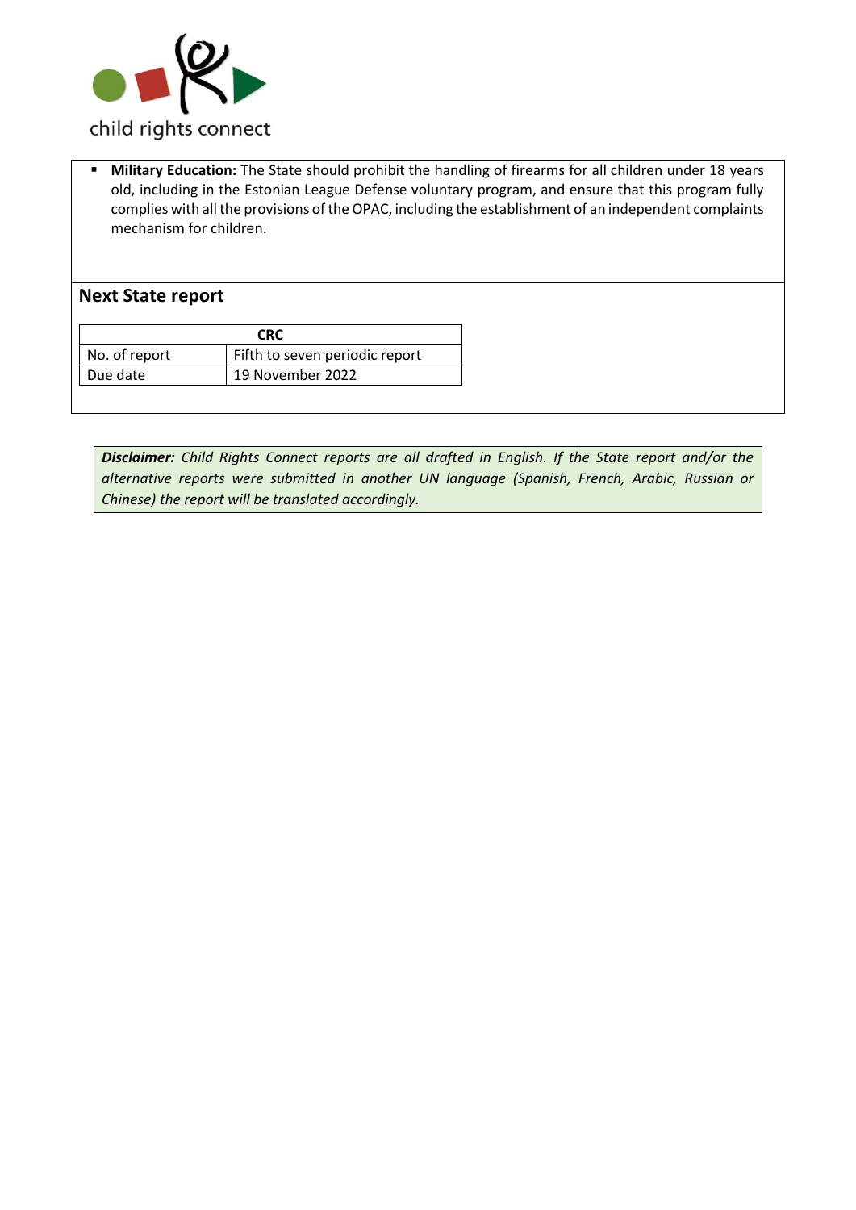- **Military Education:** The State should prohibit the handling of firearms for all children under 18 years old, including in the Estonian League Defense voluntary program, and ensure that this program fully complies with all the provisions of the OPAC, including the establishment of an independent complaints mechanism for children.

## Next State report

| CRC | |
|---|---|
| No. of report | Fifth to seven periodic report |
| Due date | 19 November 2022 |

***Disclaimer:*** *Child Rights Connect reports are all drafted in English. If the State report and/or the alternative reports were submitted in another UN language (Spanish, French, Arabic, Russian or Chinese) the report will be translated accordingly.*